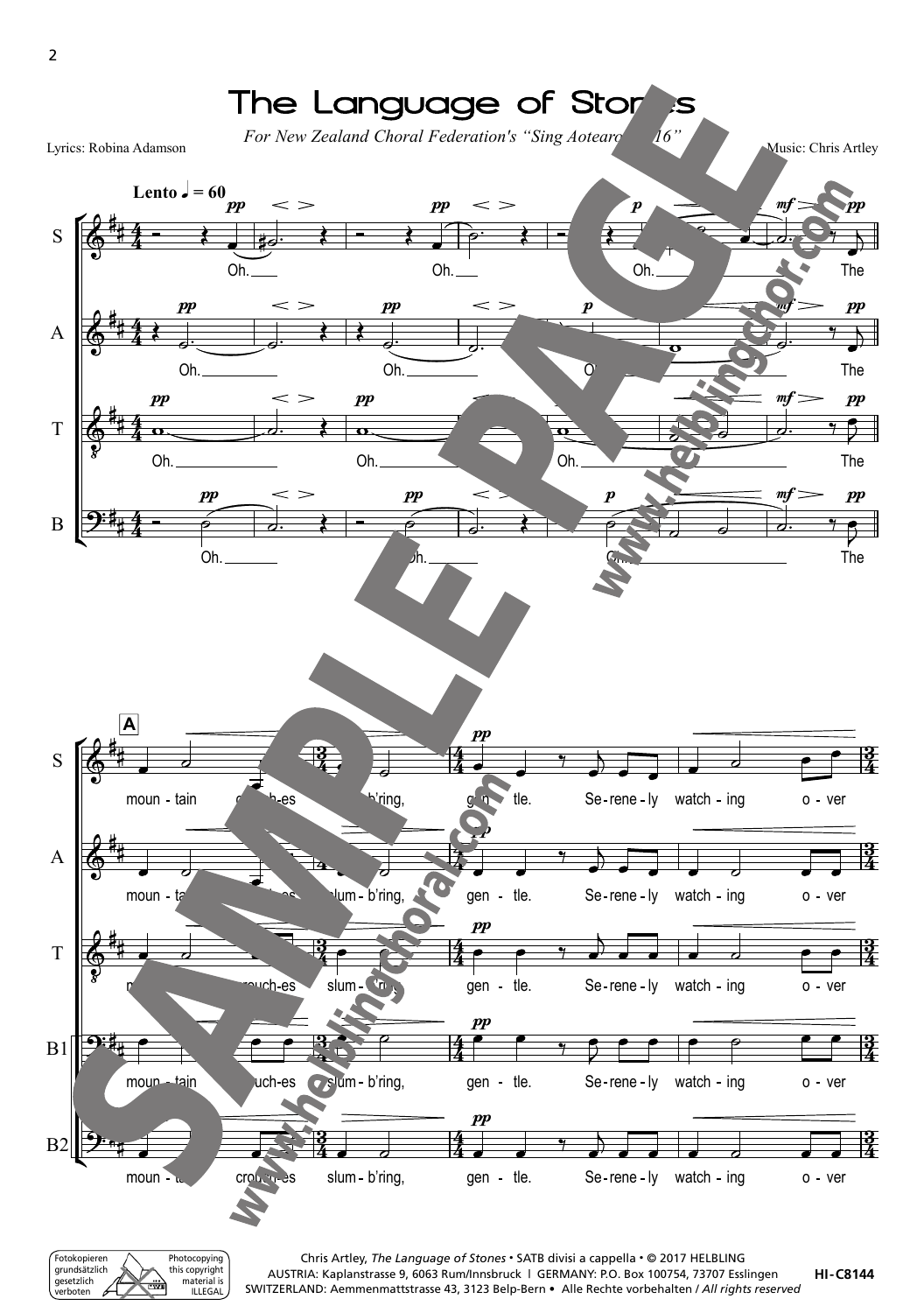# The Language of Stones

*For New Zealand Choral Federation's "Sing Aotearoa 2016"*

Lyrics: Robina Adamson

Music: Chris Artley

Lento ♩ = 60

S: Oh. Oh. Oh. The

A: Oh. Oh. Oh. The

T: Oh. Oh. Oh. The

B: Oh. Oh. Oh. The

**A**

S: moun - tain crouch-es slum - b'ring, gen - tle. Se-rene - ly watch - ing o - ver

A: moun - tain crouch-es slum - b'ring, gen - tle. Se-rene - ly watch - ing o - ver

T: moun - tain crouch-es slum - b'ring, gen - tle. Se-rene - ly watch - ing o - ver

B1: moun - tain crouch-es slum - b'ring, gen - tle. Se-rene - ly watch - ing o - ver

B2: moun - tain crouch-es slum - b'ring, gen - tle. Se-rene - ly watch - ing o - ver

SAMPLE PAGE

www.helblingchor.com

www.helblingchoral.com

Chris Artley, *The Language of Stones* • SATB divisi a cappella • © 2017 HELBLING
AUSTRIA: Kaplanstrasse 9, 6063 Rum/Innsbruck | GERMANY: P.O. Box 100754, 73707 Esslingen
SWITZERLAND: Aemmenmattstrasse 43, 3123 Belp-Bern • Alle Rechte vorbehalten / *All rights reserved*

HI-C8144

Fotokopieren grundsätzlich gesetzlich verboten — Photocopying this copyright material is ILLEGAL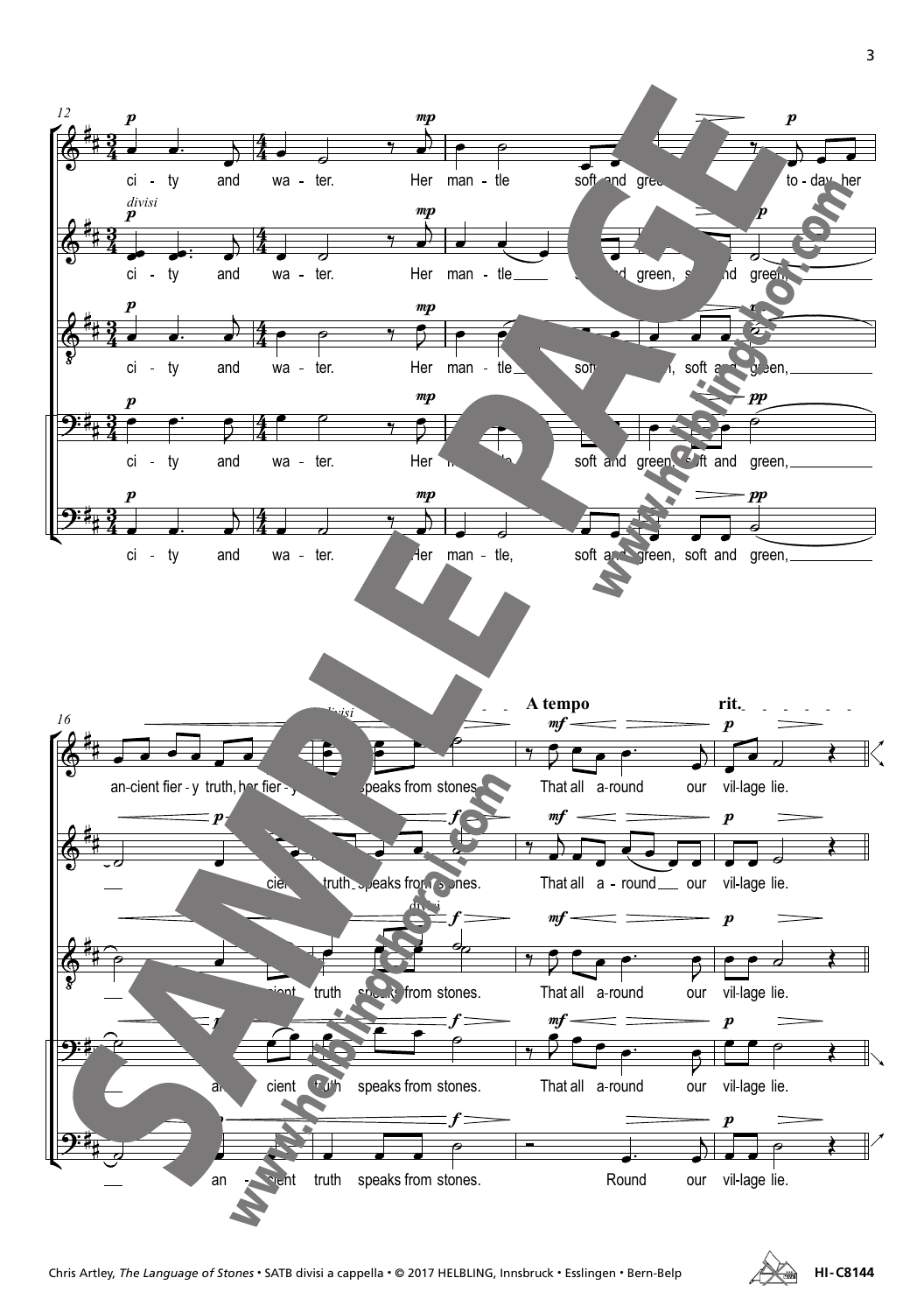12

*divisi*

ci - ty and wa - ter. Her man - tle soft and green, to - day her

ci - ty and wa - ter. Her man - tle soft and green, soft and green,

ci - ty and wa - ter. Her man - tle soft and green, soft and green,

ci - ty and wa - ter. Her man - tle soft and green, soft and green,

ci - ty and wa - ter. Her man - tle, soft and green, soft and green,

16

A tempo rit.

*divisi*

an-cient fier - y truth, her fier - y truth speaks from stones. That all a-round our vil-lage lie.

an - cient truth speaks from stones. That all a - round our vil-lage lie.

*divisi*

an - cient truth speaks from stones. That all a-round our vil-lage lie.

an - cient truth speaks from stones. That all a-round our vil-lage lie.

an - cient truth speaks from stones. Round our vil-lage lie.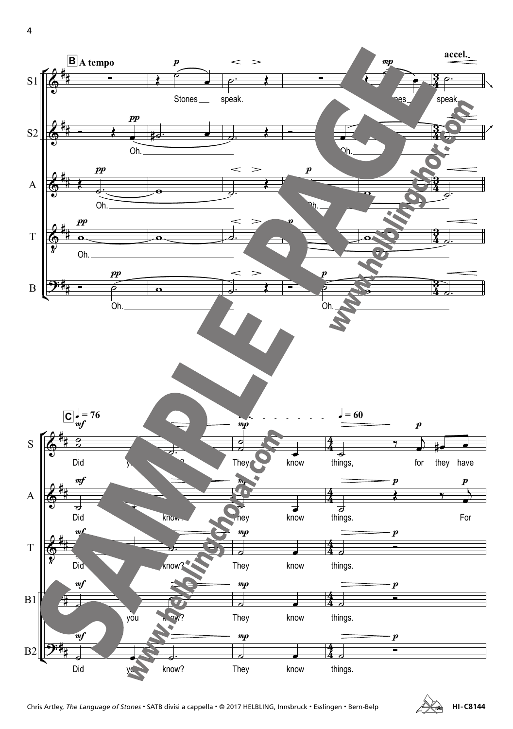**B** A tempo

S1: Stones speak. Stones speak.

S2: Oh. Oh.

A: Oh. Oh.

T: Oh.

B: Oh. Oh.

accel.

**C** ♩ = 76 ♩ = 60

S: Did you know? They know things, for they have

A: Did you know? They know things. For

T: Did you know? They know things.

B1: Did you know? They know things.

B2: Did you know? They know things.

SAMPLE PAGE

www.helblingchoral.com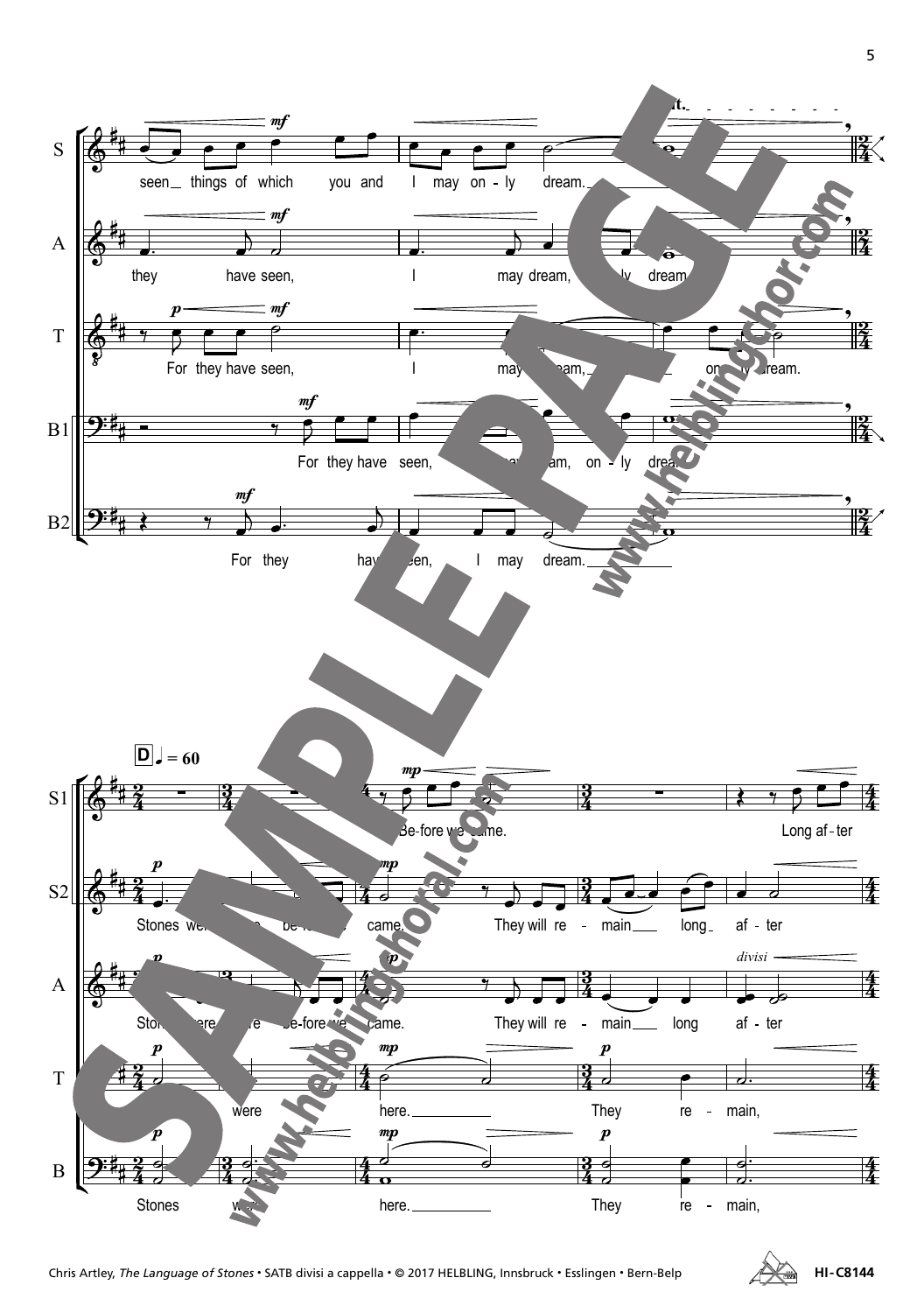**S:** seen things of which you and I may on - ly dream.

**A:** they have seen, I may dream, on - ly dream.

**T:** For they have seen, I may dream, on - ly dream.

**B1:** For they have seen, I may dream, on - ly dream.

**B2:** For they have seen, I may dream.

**D** ♩ = 60

**S1:** Be-fore we came. Long af - ter

**S2:** Stones were here be-fore we came. They will re - main long af - ter

**A:** Stones were here be-fore we came. They will re - main long af - ter

**T:** Stones were here. They re - main,

**B:** Stones were here. They re - main,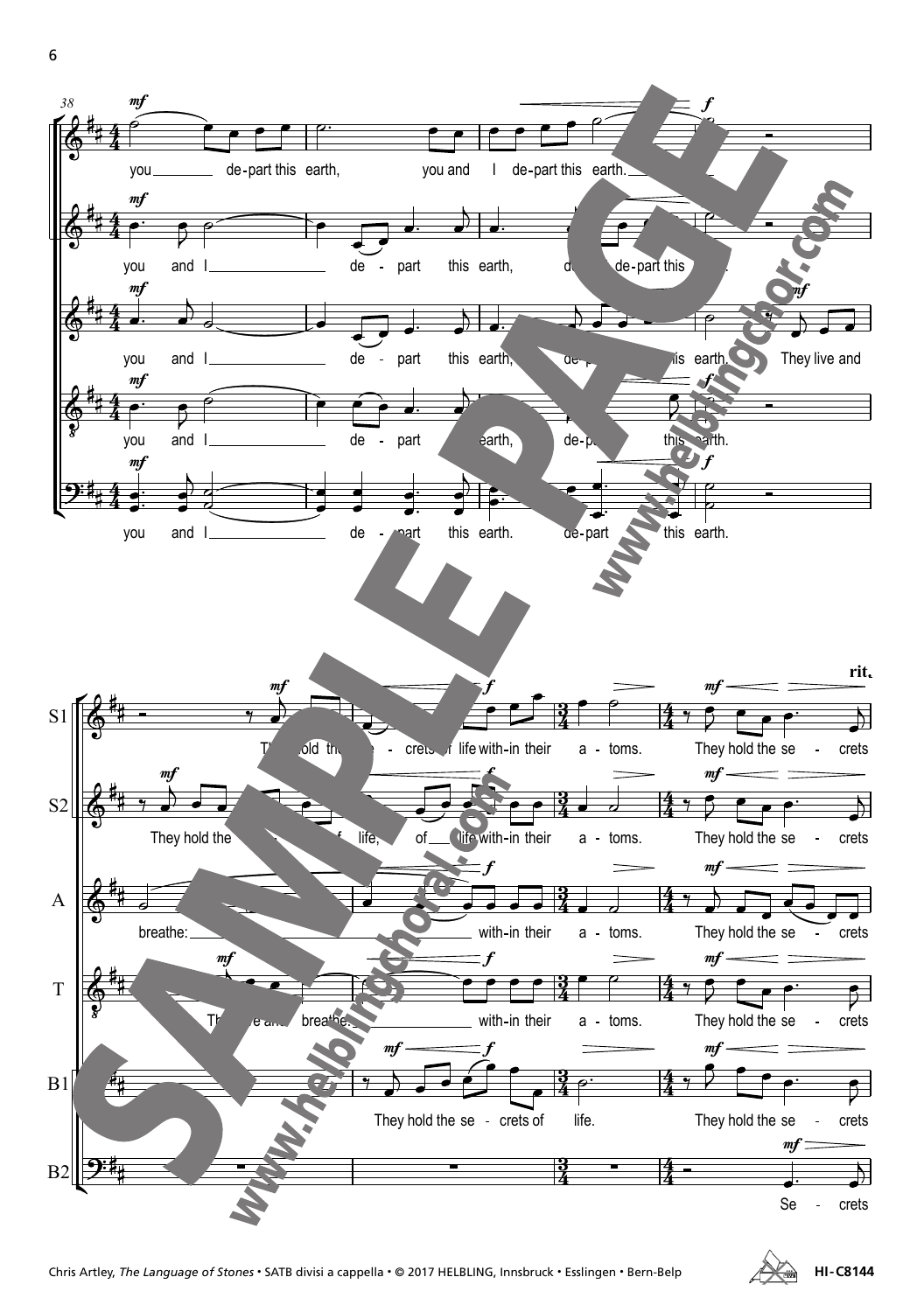38

S1: you de-part this earth, you and I de-part this earth.

S2: you and I de - part this earth, de - de-part this earth.

A: you and I de - part this earth, de - part this earth. They live and

T: you and I de - part this earth, de - part this earth.

B: you and I de - part this earth. de - part this earth.

rit.

S1: They hold the se - crets of life with-in their a - toms. They hold the se - crets

S2: They hold the se - crets of life, of life with-in their a - toms. They hold the se - crets

A: breathe: with-in their a - toms. They hold the se - crets

T: They live and breathe: with-in their a - toms. They hold the se - crets

B1: They hold the se - crets of life. They hold the se - crets

B2: Se - crets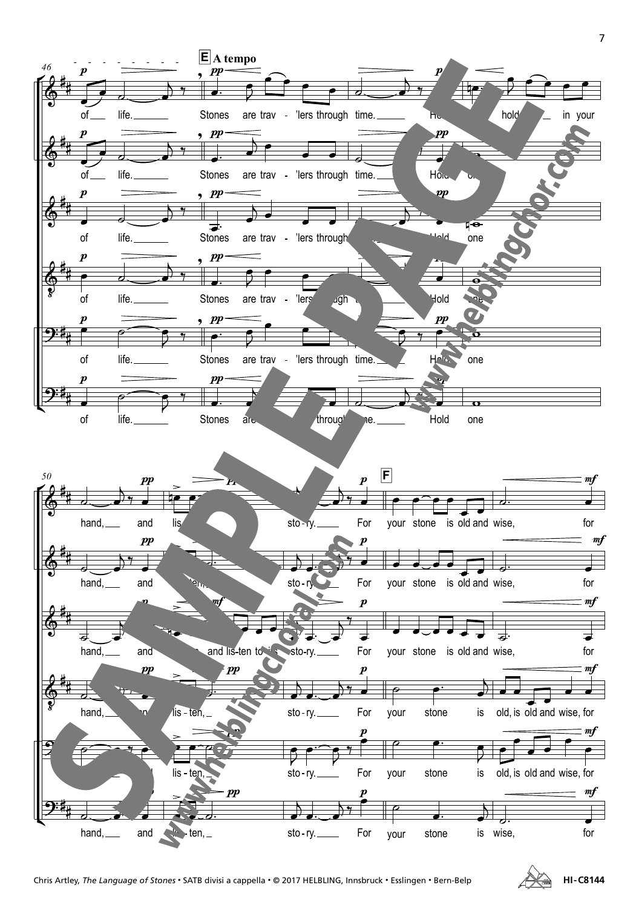**E** **A tempo**

of life. Stones are trav - 'lers through time. Hold one in your hand, and listen to its story.

**F**

For your stone is old and wise, for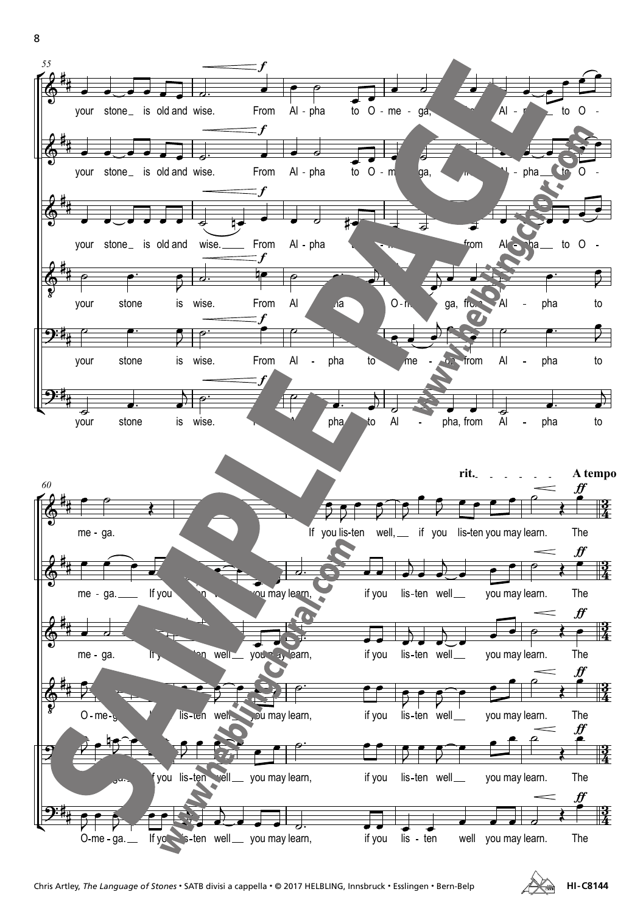55

your stone _ is old and wise. From Al - pha to O - me - ga, from Al - pha _ to O -

your stone _ is old and wise. From Al - pha to O - me - ga, from Al - pha _ to O -

your stone _ is old and wise. _ From Al - pha to O - me - ga, from Al - pha _ to O -

your stone is wise. From Al - pha to O - me - ga, from Al - pha to

your stone is wise. From Al - pha to O - me - ga, from Al - pha to

your stone is wise. From Al - pha to Al - pha, from Al - pha to

60 — rit. — A tempo

me - ga. If you lis - ten well, _ if you lis - ten you may learn. The

me - ga. _ If you lis - ten well _ you may learn, if you lis - ten well _ you may learn. The

me - ga. If you lis - ten well _ you may learn, if you lis - ten well _ you may learn. The

O - me - ga. If you lis - ten well _ you may learn, if you lis - ten well _ you may learn. The

O - me - ga. If you lis - ten well _ you may learn, if you lis - ten well _ you may learn. The

O - me - ga. _ If you lis - ten well _ you may learn, if you lis - ten well you may learn. The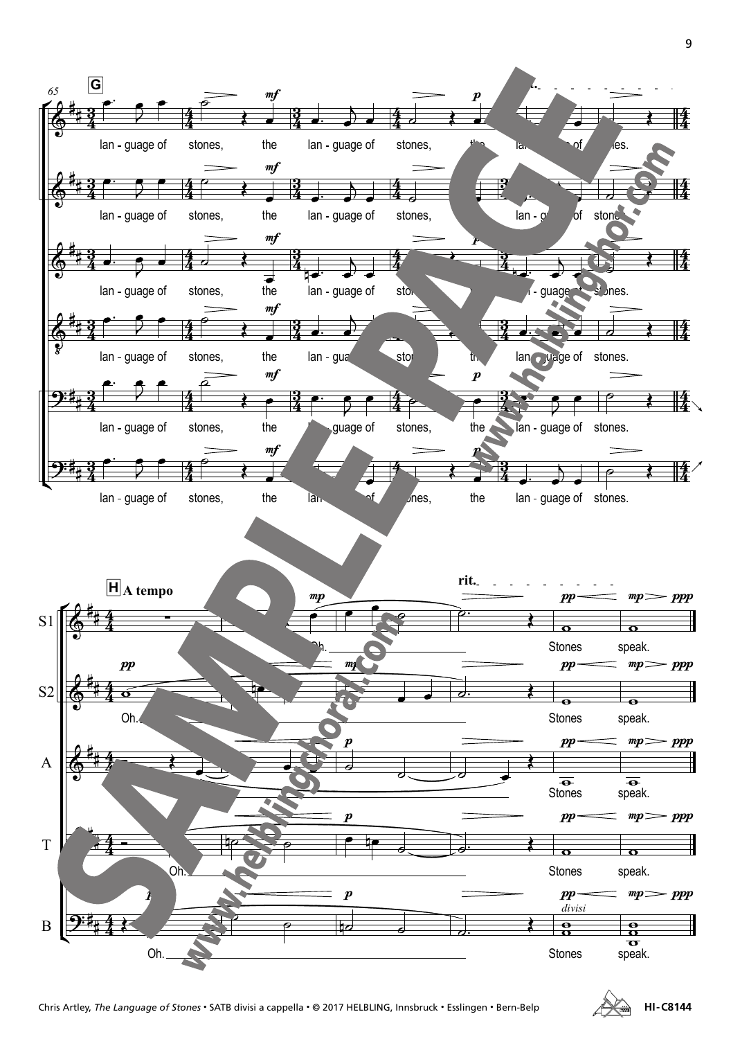65

**G**

lan - guage of stones, the lan - guage of stones, the lan - guage of stones.

lan - guage of stones, the lan - guage of stones, the lan - guage of stones.

lan - guage of stones, the lan - guage of stones, the lan - guage of stones.

lan - guage of stones, the lan - guage of stones, the lan - guage of stones.

lan - guage of stones, the lan - guage of stones, the lan - guage of stones.

lan - guage of stones, the lan - guage of stones, the lan - guage of stones.

**H** **A tempo** — rit.

S1: Oh. Stones speak.

S2: Oh. Stones speak.

A: Stones speak.

T: Oh. Stones speak.

B: Oh. *divisi* Stones speak.

SAMPLE PAGE

www.helblingchoral.com

Chris Artley, *The Language of Stones* • SATB divisi a cappella • © 2017 HELBLING, Innsbruck • Esslingen • Bern-Belp

HI-C8144